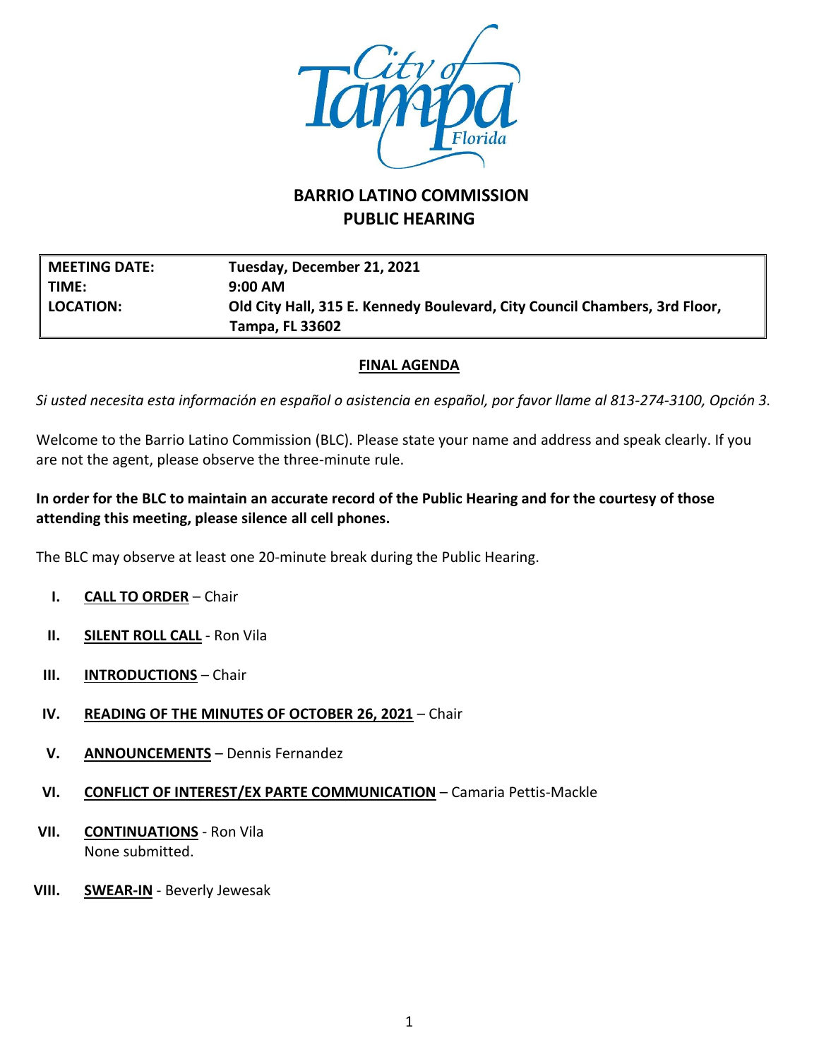# BARRIO LATINO COMMISSION
# PUBLIC HEARING

| | |
|---|---|
| **MEETING DATE:** | **Tuesday, December 21, 2021** |
| **TIME:** | **9:00 AM** |
| **LOCATION:** | **Old City Hall, 315 E. Kennedy Boulevard, City Council Chambers, 3rd Floor, Tampa, FL 33602** |

## FINAL AGENDA

*Si usted necesita esta información en español o asistencia en español, por favor llame al 813-274-3100, Opción 3.*

Welcome to the Barrio Latino Commission (BLC). Please state your name and address and speak clearly. If you are not the agent, please observe the three-minute rule.

**In order for the BLC to maintain an accurate record of the Public Hearing and for the courtesy of those attending this meeting, please silence all cell phones.**

The BLC may observe at least one 20-minute break during the Public Hearing.

I. **CALL TO ORDER** – Chair

II. **SILENT ROLL CALL** - Ron Vila

III. **INTRODUCTIONS** – Chair

IV. **READING OF THE MINUTES OF OCTOBER 26, 2021** – Chair

V. **ANNOUNCEMENTS** – Dennis Fernandez

VI. **CONFLICT OF INTEREST/EX PARTE COMMUNICATION** – Camaria Pettis-Mackle

VII. **CONTINUATIONS** - Ron Vila
None submitted.

VIII. **SWEAR-IN** - Beverly Jewesak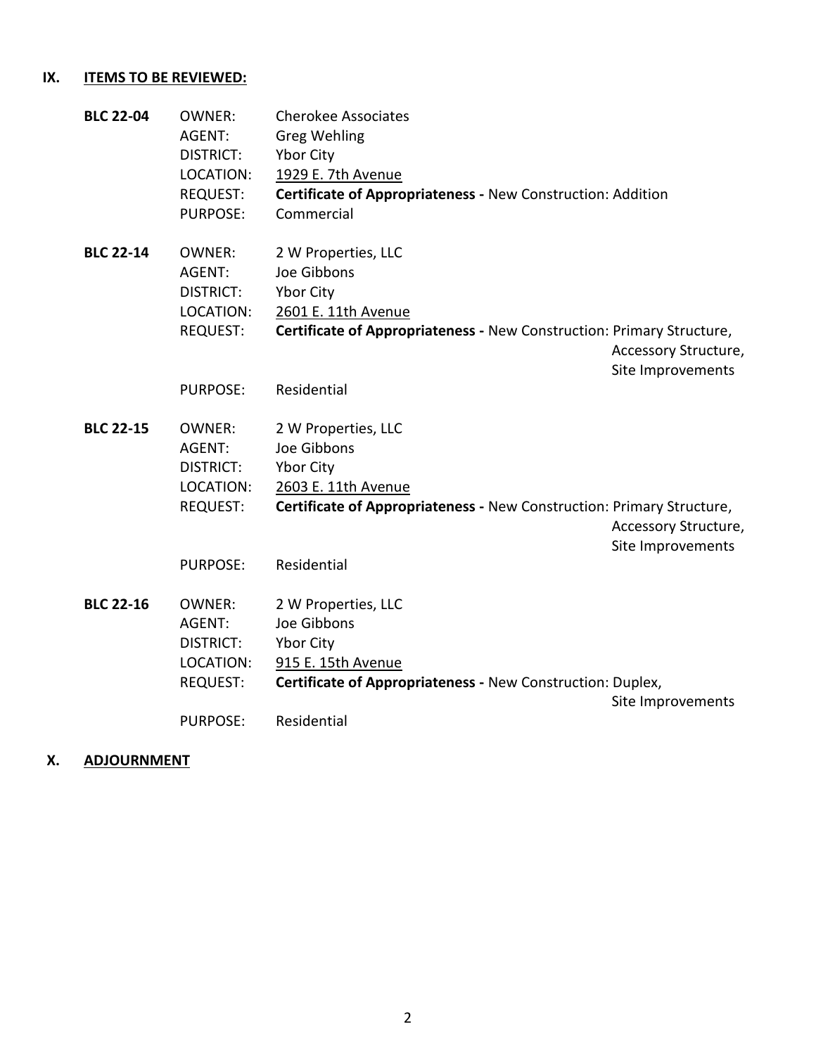## IX. ITEMS TO BE REVIEWED:

**BLC 22-04**
OWNER: Cherokee Associates
AGENT: Greg Wehling
DISTRICT: Ybor City
LOCATION: 1929 E. 7th Avenue
REQUEST: **Certificate of Appropriateness -** New Construction: Addition
PURPOSE: Commercial

**BLC 22-14**
OWNER: 2 W Properties, LLC
AGENT: Joe Gibbons
DISTRICT: Ybor City
LOCATION: 2601 E. 11th Avenue
REQUEST: **Certificate of Appropriateness -** New Construction: Primary Structure, Accessory Structure, Site Improvements
PURPOSE: Residential

**BLC 22-15**
OWNER: 2 W Properties, LLC
AGENT: Joe Gibbons
DISTRICT: Ybor City
LOCATION: 2603 E. 11th Avenue
REQUEST: **Certificate of Appropriateness -** New Construction: Primary Structure, Accessory Structure, Site Improvements
PURPOSE: Residential

**BLC 22-16**
OWNER: 2 W Properties, LLC
AGENT: Joe Gibbons
DISTRICT: Ybor City
LOCATION: 915 E. 15th Avenue
REQUEST: **Certificate of Appropriateness -** New Construction: Duplex, Site Improvements
PURPOSE: Residential

## X. ADJOURNMENT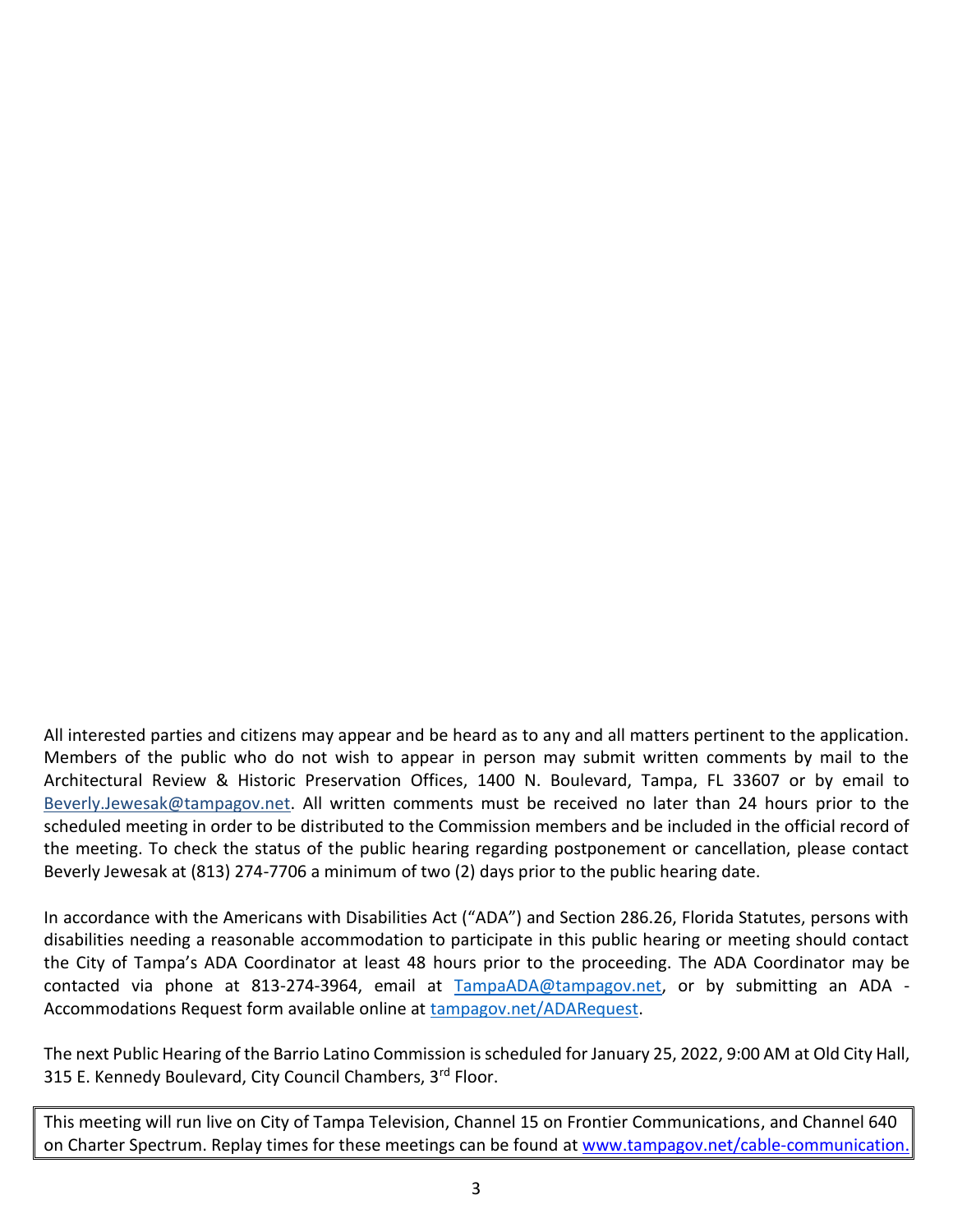All interested parties and citizens may appear and be heard as to any and all matters pertinent to the application. Members of the public who do not wish to appear in person may submit written comments by mail to the Architectural Review & Historic Preservation Offices, 1400 N. Boulevard, Tampa, FL 33607 or by email to Beverly.Jewesak@tampagov.net. All written comments must be received no later than 24 hours prior to the scheduled meeting in order to be distributed to the Commission members and be included in the official record of the meeting. To check the status of the public hearing regarding postponement or cancellation, please contact Beverly Jewesak at (813) 274-7706 a minimum of two (2) days prior to the public hearing date.

In accordance with the Americans with Disabilities Act ("ADA") and Section 286.26, Florida Statutes, persons with disabilities needing a reasonable accommodation to participate in this public hearing or meeting should contact the City of Tampa's ADA Coordinator at least 48 hours prior to the proceeding. The ADA Coordinator may be contacted via phone at 813-274-3964, email at TampaADA@tampagov.net, or by submitting an ADA - Accommodations Request form available online at tampagov.net/ADARequest.

The next Public Hearing of the Barrio Latino Commission is scheduled for January 25, 2022, 9:00 AM at Old City Hall, 315 E. Kennedy Boulevard, City Council Chambers, 3rd Floor.

This meeting will run live on City of Tampa Television, Channel 15 on Frontier Communications, and Channel 640 on Charter Spectrum. Replay times for these meetings can be found at www.tampagov.net/cable-communication.